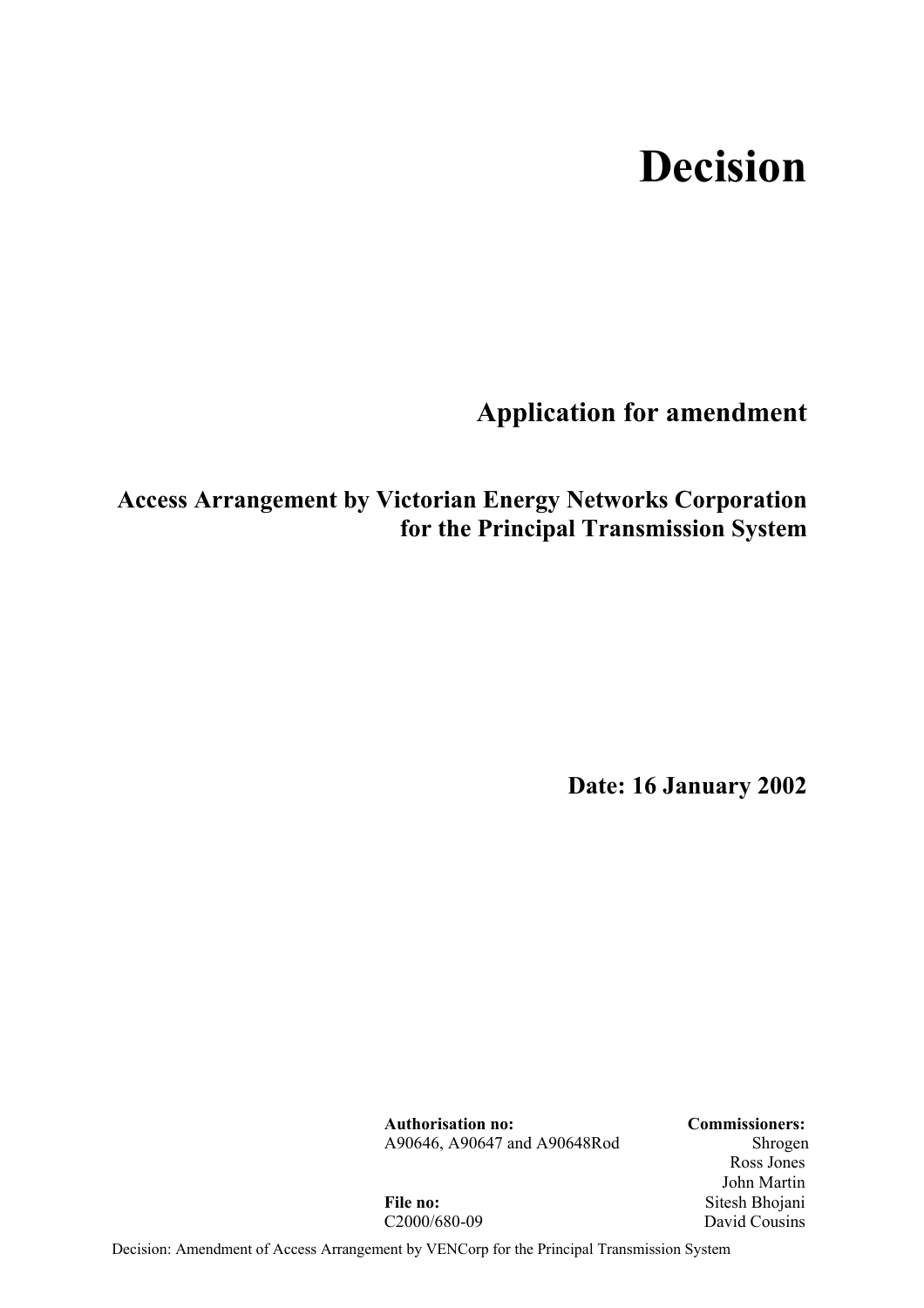# Decision

## Application for amendment

## Access Arrangement by Victorian Energy Networks Corporation for the Principal Transmission System

**Date: 16 January 2002**

**Authorisation no:**
A90646, A90647 and A90648Rod

**File no:**
C2000/680-09

**Commissioners:**
Shrogen
Ross Jones
John Martin
Sitesh Bhojani
David Cousins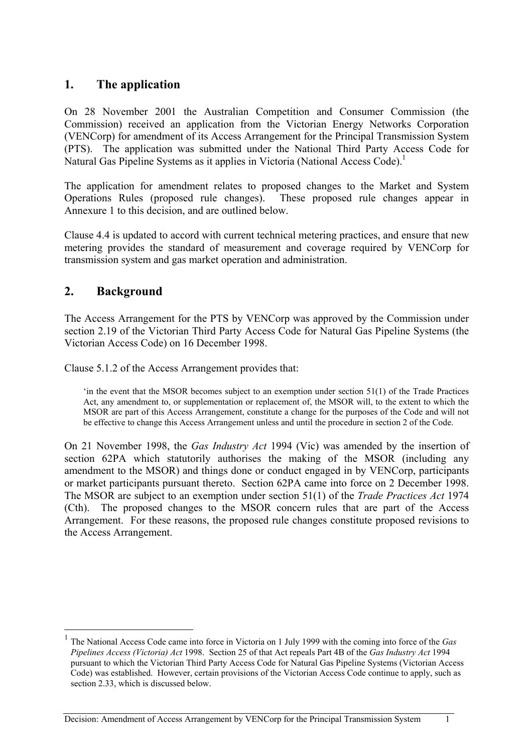## 1. The application

On 28 November 2001 the Australian Competition and Consumer Commission (the Commission) received an application from the Victorian Energy Networks Corporation (VENCorp) for amendment of its Access Arrangement for the Principal Transmission System (PTS). The application was submitted under the National Third Party Access Code for Natural Gas Pipeline Systems as it applies in Victoria (National Access Code).[1]

The application for amendment relates to proposed changes to the Market and System Operations Rules (proposed rule changes). These proposed rule changes appear in Annexure 1 to this decision, and are outlined below.

Clause 4.4 is updated to accord with current technical metering practices, and ensure that new metering provides the standard of measurement and coverage required by VENCorp for transmission system and gas market operation and administration.

## 2. Background

The Access Arrangement for the PTS by VENCorp was approved by the Commission under section 2.19 of the Victorian Third Party Access Code for Natural Gas Pipeline Systems (the Victorian Access Code) on 16 December 1998.

Clause 5.1.2 of the Access Arrangement provides that:

> 'in the event that the MSOR becomes subject to an exemption under section 51(1) of the Trade Practices Act, any amendment to, or supplementation or replacement of, the MSOR will, to the extent to which the MSOR are part of this Access Arrangement, constitute a change for the purposes of the Code and will not be effective to change this Access Arrangement unless and until the procedure in section 2 of the Code.

On 21 November 1998, the *Gas Industry Act* 1994 (Vic) was amended by the insertion of section 62PA which statutorily authorises the making of the MSOR (including any amendment to the MSOR) and things done or conduct engaged in by VENCorp, participants or market participants pursuant thereto. Section 62PA came into force on 2 December 1998. The MSOR are subject to an exemption under section 51(1) of the *Trade Practices Act* 1974 (Cth). The proposed changes to the MSOR concern rules that are part of the Access Arrangement. For these reasons, the proposed rule changes constitute proposed revisions to the Access Arrangement.

---

[1] The National Access Code came into force in Victoria on 1 July 1999 with the coming into force of the *Gas Pipelines Access (Victoria) Act* 1998. Section 25 of that Act repeals Part 4B of the *Gas Industry Act* 1994 pursuant to which the Victorian Third Party Access Code for Natural Gas Pipeline Systems (Victorian Access Code) was established. However, certain provisions of the Victorian Access Code continue to apply, such as section 2.33, which is discussed below.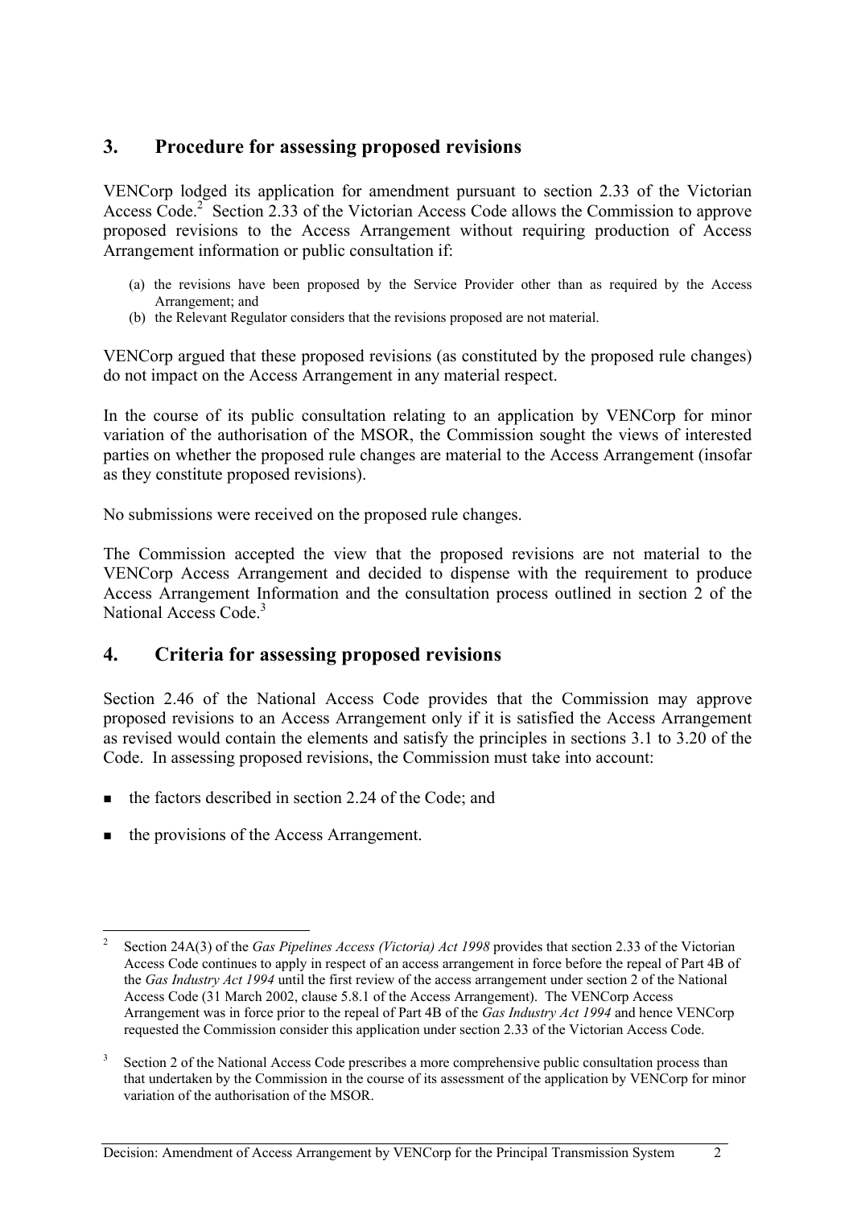## 3. Procedure for assessing proposed revisions

VENCorp lodged its application for amendment pursuant to section 2.33 of the Victorian Access Code.[2] Section 2.33 of the Victorian Access Code allows the Commission to approve proposed revisions to the Access Arrangement without requiring production of Access Arrangement information or public consultation if:

(a) the revisions have been proposed by the Service Provider other than as required by the Access Arrangement; and
(b) the Relevant Regulator considers that the revisions proposed are not material.

VENCorp argued that these proposed revisions (as constituted by the proposed rule changes) do not impact on the Access Arrangement in any material respect.

In the course of its public consultation relating to an application by VENCorp for minor variation of the authorisation of the MSOR, the Commission sought the views of interested parties on whether the proposed rule changes are material to the Access Arrangement (insofar as they constitute proposed revisions).

No submissions were received on the proposed rule changes.

The Commission accepted the view that the proposed revisions are not material to the VENCorp Access Arrangement and decided to dispense with the requirement to produce Access Arrangement Information and the consultation process outlined in section 2 of the National Access Code.[3]

## 4. Criteria for assessing proposed revisions

Section 2.46 of the National Access Code provides that the Commission may approve proposed revisions to an Access Arrangement only if it is satisfied the Access Arrangement as revised would contain the elements and satisfy the principles in sections 3.1 to 3.20 of the Code. In assessing proposed revisions, the Commission must take into account:

- the factors described in section 2.24 of the Code; and
- the provisions of the Access Arrangement.

---

[2] Section 24A(3) of the *Gas Pipelines Access (Victoria) Act 1998* provides that section 2.33 of the Victorian Access Code continues to apply in respect of an access arrangement in force before the repeal of Part 4B of the *Gas Industry Act 1994* until the first review of the access arrangement under section 2 of the National Access Code (31 March 2002, clause 5.8.1 of the Access Arrangement). The VENCorp Access Arrangement was in force prior to the repeal of Part 4B of the *Gas Industry Act 1994* and hence VENCorp requested the Commission consider this application under section 2.33 of the Victorian Access Code.

[3] Section 2 of the National Access Code prescribes a more comprehensive public consultation process than that undertaken by the Commission in the course of its assessment of the application by VENCorp for minor variation of the authorisation of the MSOR.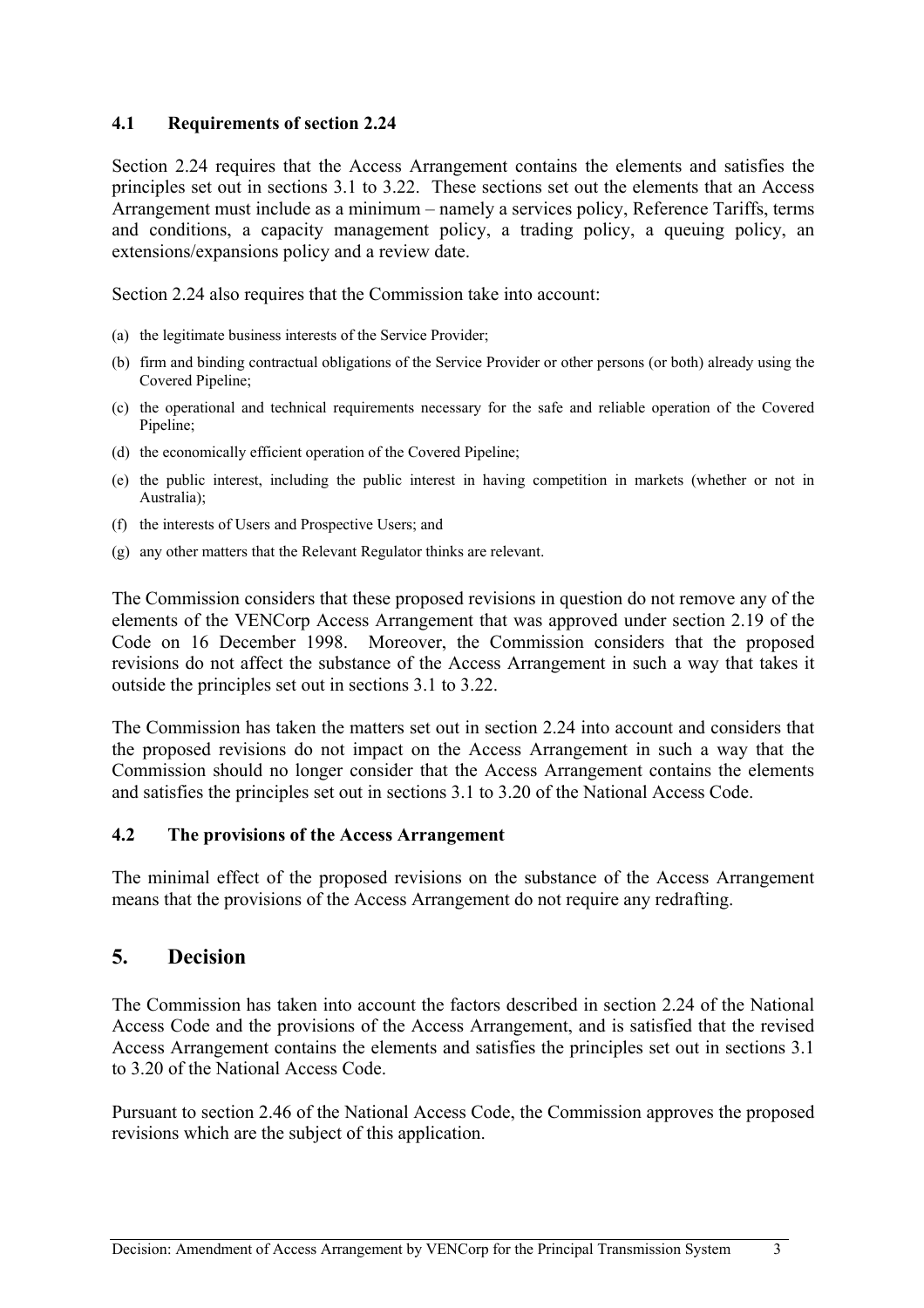### 4.1 Requirements of section 2.24

Section 2.24 requires that the Access Arrangement contains the elements and satisfies the principles set out in sections 3.1 to 3.22. These sections set out the elements that an Access Arrangement must include as a minimum – namely a services policy, Reference Tariffs, terms and conditions, a capacity management policy, a trading policy, a queuing policy, an extensions/expansions policy and a review date.

Section 2.24 also requires that the Commission take into account:

(a) the legitimate business interests of the Service Provider;

(b) firm and binding contractual obligations of the Service Provider or other persons (or both) already using the Covered Pipeline;

(c) the operational and technical requirements necessary for the safe and reliable operation of the Covered Pipeline;

(d) the economically efficient operation of the Covered Pipeline;

(e) the public interest, including the public interest in having competition in markets (whether or not in Australia);

(f) the interests of Users and Prospective Users; and

(g) any other matters that the Relevant Regulator thinks are relevant.

The Commission considers that these proposed revisions in question do not remove any of the elements of the VENCorp Access Arrangement that was approved under section 2.19 of the Code on 16 December 1998. Moreover, the Commission considers that the proposed revisions do not affect the substance of the Access Arrangement in such a way that takes it outside the principles set out in sections 3.1 to 3.22.

The Commission has taken the matters set out in section 2.24 into account and considers that the proposed revisions do not impact on the Access Arrangement in such a way that the Commission should no longer consider that the Access Arrangement contains the elements and satisfies the principles set out in sections 3.1 to 3.20 of the National Access Code.

### 4.2 The provisions of the Access Arrangement

The minimal effect of the proposed revisions on the substance of the Access Arrangement means that the provisions of the Access Arrangement do not require any redrafting.

## 5. Decision

The Commission has taken into account the factors described in section 2.24 of the National Access Code and the provisions of the Access Arrangement, and is satisfied that the revised Access Arrangement contains the elements and satisfies the principles set out in sections 3.1 to 3.20 of the National Access Code.

Pursuant to section 2.46 of the National Access Code, the Commission approves the proposed revisions which are the subject of this application.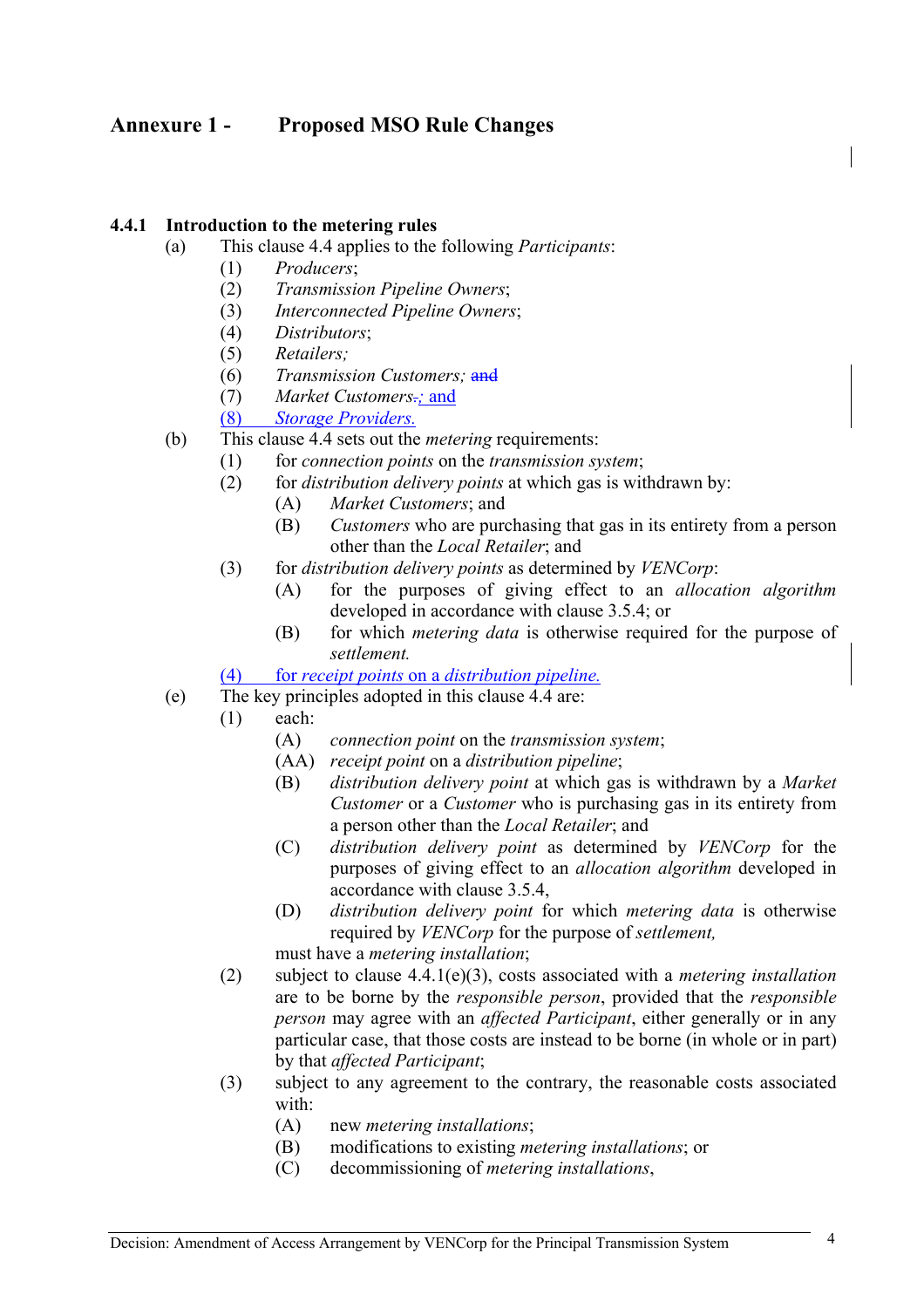## Annexure 1 - Proposed MSO Rule Changes

### 4.4.1 Introduction to the metering rules

(a) This clause 4.4 applies to the following *Participants*:

  (1) *Producers*;

  (2) *Transmission Pipeline Owners*;

  (3) *Interconnected Pipeline Owners*;

  (4) *Distributors*;

  (5) *Retailers;*

  (6) *Transmission Customers;* ~~and~~

  (7) *Market Customers*~~.~~; and

  (8) *Storage Providers.*

(b) This clause 4.4 sets out the *metering* requirements:

  (1) for *connection points* on the *transmission system*;

  (2) for *distribution delivery points* at which gas is withdrawn by:

    (A) *Market Customers*; and

    (B) *Customers* who are purchasing that gas in its entirety from a person other than the *Local Retailer*; and

  (3) for *distribution delivery points* as determined by *VENCorp*:

    (A) for the purposes of giving effect to an *allocation algorithm* developed in accordance with clause 3.5.4; or

    (B) for which *metering data* is otherwise required for the purpose of *settlement.*

  (4) for *receipt points* on a *distribution pipeline.*

(e) The key principles adopted in this clause 4.4 are:

  (1) each:

    (A) *connection point* on the *transmission system*;

    (AA) *receipt point* on a *distribution pipeline*;

    (B) *distribution delivery point* at which gas is withdrawn by a *Market Customer* or a *Customer* who is purchasing gas in its entirety from a person other than the *Local Retailer*; and

    (C) *distribution delivery point* as determined by *VENCorp* for the purposes of giving effect to an *allocation algorithm* developed in accordance with clause 3.5.4,

    (D) *distribution delivery point* for which *metering data* is otherwise required by *VENCorp* for the purpose of *settlement,*

  must have a *metering installation*;

  (2) subject to clause 4.4.1(e)(3), costs associated with a *metering installation* are to be borne by the *responsible person*, provided that the *responsible person* may agree with an *affected Participant*, either generally or in any particular case, that those costs are instead to be borne (in whole or in part) by that *affected Participant*;

  (3) subject to any agreement to the contrary, the reasonable costs associated with:

    (A) new *metering installations*;

    (B) modifications to existing *metering installations*; or

    (C) decommissioning of *metering installations*,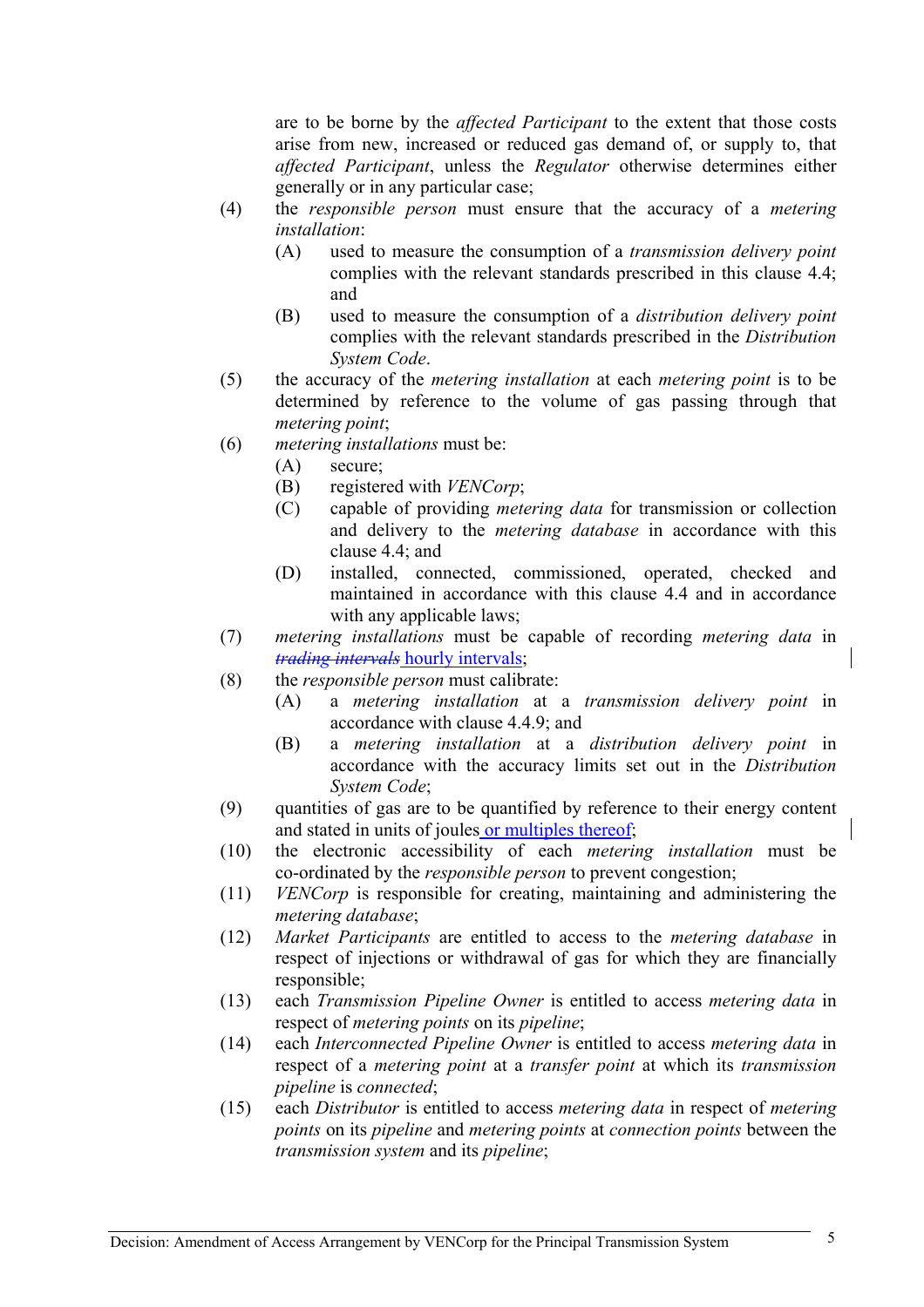are to be borne by the *affected Participant* to the extent that those costs arise from new, increased or reduced gas demand of, or supply to, that *affected Participant*, unless the *Regulator* otherwise determines either generally or in any particular case;

(4) the *responsible person* must ensure that the accuracy of a *metering installation*:

(A) used to measure the consumption of a *transmission delivery point* complies with the relevant standards prescribed in this clause 4.4; and

(B) used to measure the consumption of a *distribution delivery point* complies with the relevant standards prescribed in the *Distribution System Code*.

(5) the accuracy of the *metering installation* at each *metering point* is to be determined by reference to the volume of gas passing through that *metering point*;

(6) *metering installations* must be:

(A) secure;

(B) registered with *VENCorp*;

(C) capable of providing *metering data* for transmission or collection and delivery to the *metering database* in accordance with this clause 4.4; and

(D) installed, connected, commissioned, operated, checked and maintained in accordance with this clause 4.4 and in accordance with any applicable laws;

(7) *metering installations* must be capable of recording *metering data* in ~~*trading intervals*~~ hourly intervals;

(8) the *responsible person* must calibrate:

(A) a *metering installation* at a *transmission delivery point* in accordance with clause 4.4.9; and

(B) a *metering installation* at a *distribution delivery point* in accordance with the accuracy limits set out in the *Distribution System Code*;

(9) quantities of gas are to be quantified by reference to their energy content and stated in units of joules or multiples thereof;

(10) the electronic accessibility of each *metering installation* must be co-ordinated by the *responsible person* to prevent congestion;

(11) *VENCorp* is responsible for creating, maintaining and administering the *metering database*;

(12) *Market Participants* are entitled to access to the *metering database* in respect of injections or withdrawal of gas for which they are financially responsible;

(13) each *Transmission Pipeline Owner* is entitled to access *metering data* in respect of *metering points* on its *pipeline*;

(14) each *Interconnected Pipeline Owner* is entitled to access *metering data* in respect of a *metering point* at a *transfer point* at which its *transmission pipeline* is *connected*;

(15) each *Distributor* is entitled to access *metering data* in respect of *metering points* on its *pipeline* and *metering points* at *connection points* between the *transmission system* and its *pipeline*;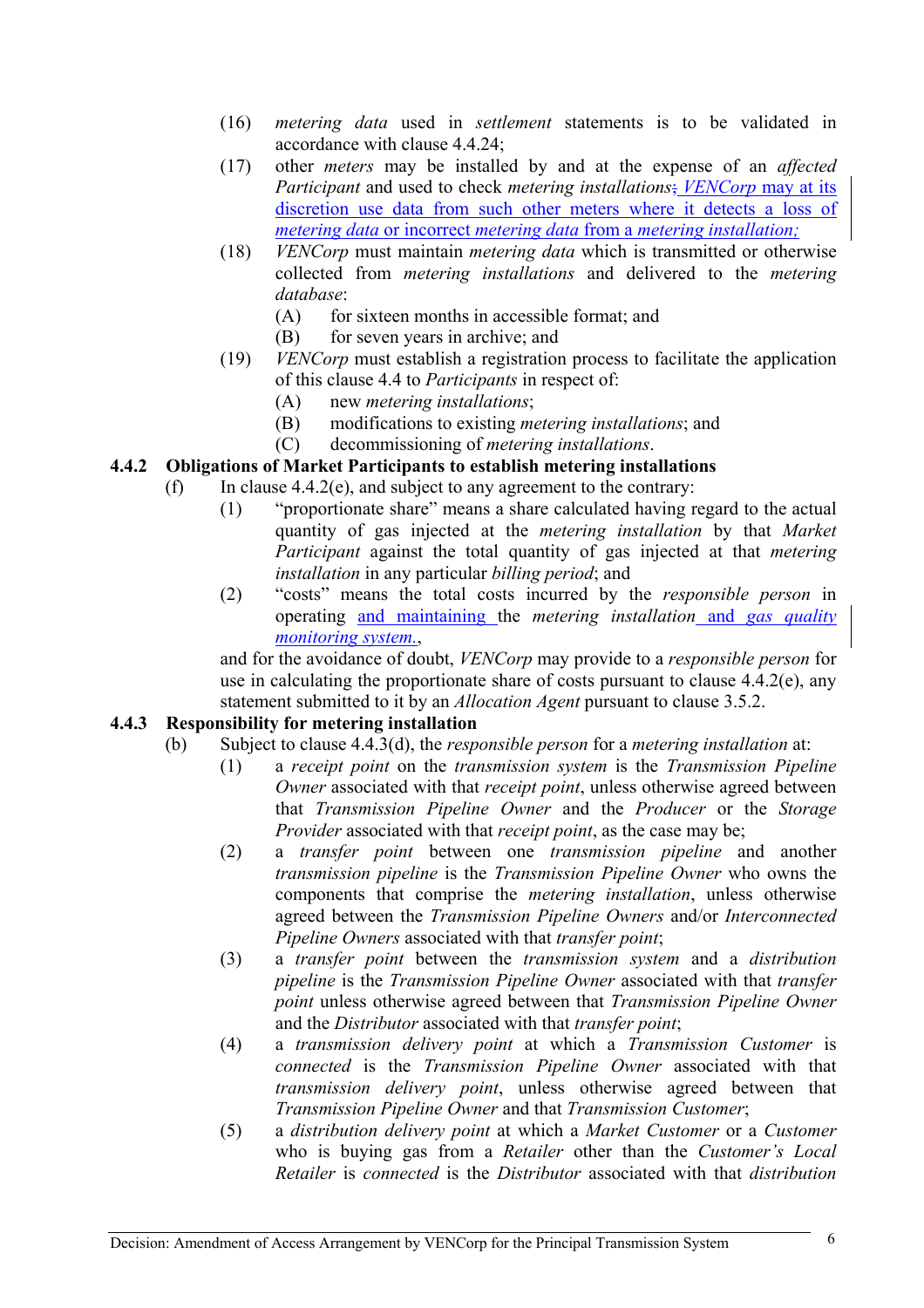(16) *metering data* used in *settlement* statements is to be validated in accordance with clause 4.4.24;

(17) other *meters* may be installed by and at the expense of an *affected Participant* and used to check *metering installations*; *VENCorp* may at its discretion use data from such other meters where it detects a loss of *metering data* or incorrect *metering data* from a *metering installation;*

(18) *VENCorp* must maintain *metering data* which is transmitted or otherwise collected from *metering installations* and delivered to the *metering database*:

  (A) for sixteen months in accessible format; and

  (B) for seven years in archive; and

(19) *VENCorp* must establish a registration process to facilitate the application of this clause 4.4 to *Participants* in respect of:

  (A) new *metering installations*;

  (B) modifications to existing *metering installations*; and

  (C) decommissioning of *metering installations*.

### 4.4.2 Obligations of Market Participants to establish metering installations

(f) In clause 4.4.2(e), and subject to any agreement to the contrary:

(1) "proportionate share" means a share calculated having regard to the actual quantity of gas injected at the *metering installation* by that *Market Participant* against the total quantity of gas injected at that *metering installation* in any particular *billing period*; and

(2) "costs" means the total costs incurred by the *responsible person* in operating and maintaining the *metering installation* and *gas quality monitoring system.*,

and for the avoidance of doubt, *VENCorp* may provide to a *responsible person* for use in calculating the proportionate share of costs pursuant to clause 4.4.2(e), any statement submitted to it by an *Allocation Agent* pursuant to clause 3.5.2.

### 4.4.3 Responsibility for metering installation

(b) Subject to clause 4.4.3(d), the *responsible person* for a *metering installation* at:

(1) a *receipt point* on the *transmission system* is the *Transmission Pipeline Owner* associated with that *receipt point*, unless otherwise agreed between that *Transmission Pipeline Owner* and the *Producer* or the *Storage Provider* associated with that *receipt point*, as the case may be;

(2) a *transfer point* between one *transmission pipeline* and another *transmission pipeline* is the *Transmission Pipeline Owner* who owns the components that comprise the *metering installation*, unless otherwise agreed between the *Transmission Pipeline Owners* and/or *Interconnected Pipeline Owners* associated with that *transfer point*;

(3) a *transfer point* between the *transmission system* and a *distribution pipeline* is the *Transmission Pipeline Owner* associated with that *transfer point* unless otherwise agreed between that *Transmission Pipeline Owner* and the *Distributor* associated with that *transfer point*;

(4) a *transmission delivery point* at which a *Transmission Customer* is *connected* is the *Transmission Pipeline Owner* associated with that *transmission delivery point*, unless otherwise agreed between that *Transmission Pipeline Owner* and that *Transmission Customer*;

(5) a *distribution delivery point* at which a *Market Customer* or a *Customer* who is buying gas from a *Retailer* other than the *Customer's Local Retailer* is *connected* is the *Distributor* associated with that *distribution*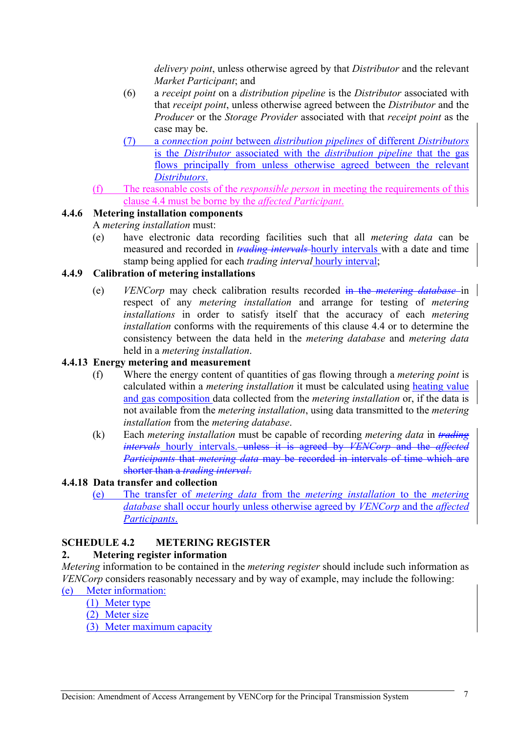*delivery point*, unless otherwise agreed by that *Distributor* and the relevant *Market Participant*; and

(6) a *receipt point* on a *distribution pipeline* is the *Distributor* associated with that *receipt point*, unless otherwise agreed between the *Distributor* and the *Producer* or the *Storage Provider* associated with that *receipt point* as the case may be.

(7) a *connection point* between *distribution pipelines* of different *Distributors* is the *Distributor* associated with the *distribution pipeline* that the gas flows principally from unless otherwise agreed between the relevant *Distributors*.

(f) The reasonable costs of the *responsible person* in meeting the requirements of this clause 4.4 must be borne by the *affected Participant*.

**4.4.6 Metering installation components**

A *metering installation* must:

(e) have electronic data recording facilities such that all *metering data* can be measured and recorded in ~~*trading intervals*~~ hourly intervals with a date and time stamp being applied for each *trading interval* hourly interval;

**4.4.9 Calibration of metering installations**

(e) *VENCorp* may check calibration results recorded ~~in the *metering database*~~ in respect of any *metering installation* and arrange for testing of *metering installations* in order to satisfy itself that the accuracy of each *metering installation* conforms with the requirements of this clause 4.4 or to determine the consistency between the data held in the *metering database* and *metering data* held in a *metering installation*.

**4.4.13 Energy metering and measurement**

(f) Where the energy content of quantities of gas flowing through a *metering point* is calculated within a *metering installation* it must be calculated using heating value and gas composition data collected from the *metering installation* or, if the data is not available from the *metering installation*, using data transmitted to the *metering installation* from the *metering database*.

(k) Each *metering installation* must be capable of recording *metering data* in ~~*trading intervals*~~ hourly intervals. ~~unless it is agreed by *VENCorp* and the *affected Participants* that *metering data* may be recorded in intervals of time which are shorter than a *trading interval*.~~

**4.4.18 Data transfer and collection**

(e) The transfer of *metering data* from the *metering installation* to the *metering database* shall occur hourly unless otherwise agreed by *VENCorp* and the *affected Participants*.

**SCHEDULE 4.2 METERING REGISTER**

**2. Metering register information**

*Metering* information to be contained in the *metering register* should include such information as *VENCorp* considers reasonably necessary and by way of example, may include the following:

(e) Meter information:

(1) Meter type

(2) Meter size

(3) Meter maximum capacity